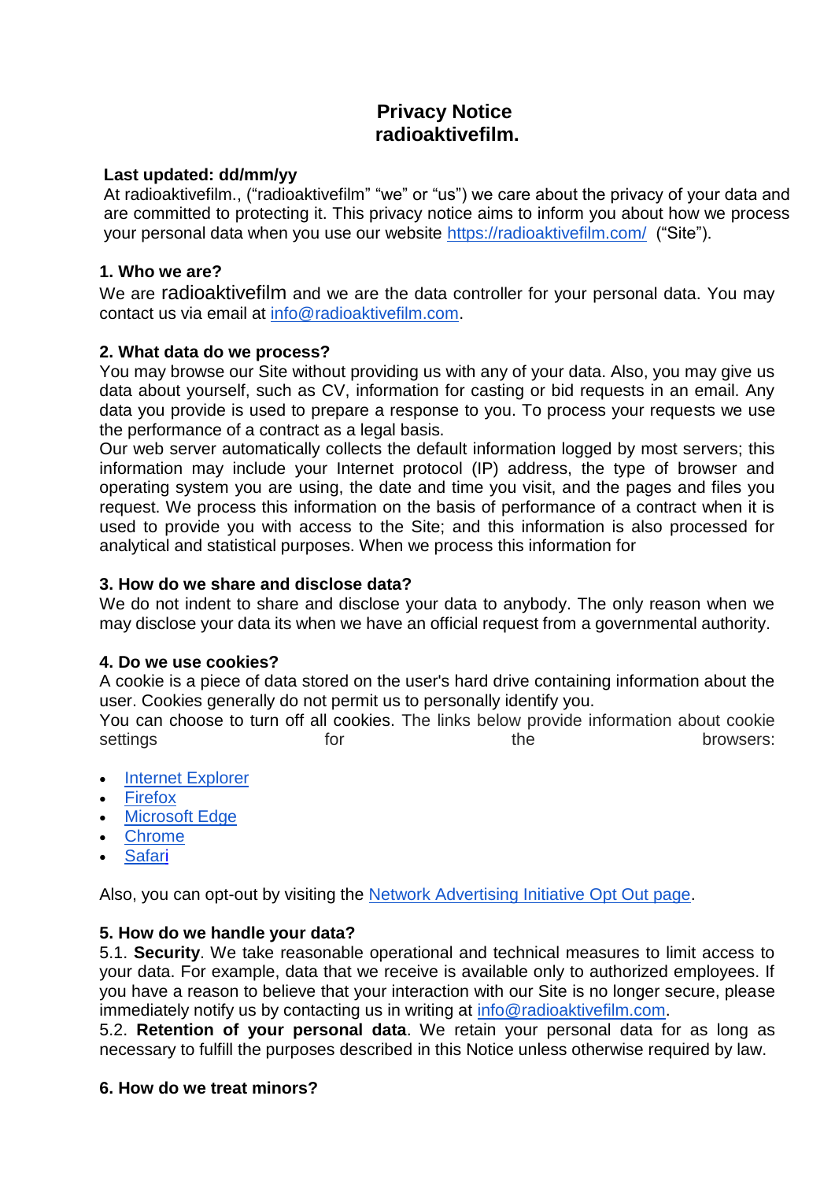# Privacy Notice
# radioaktivefilm.

**Last updated: dd/mm/yy**

At radioaktivefilm., ("radioaktivefilm" "we" or "us") we care about the privacy of your data and are committed to protecting it. This privacy notice aims to inform you about how we process your personal data when you use our website [https://radioaktivefilm.com/](https://radioaktivefilm.com/) ("Site").

## 1. Who we are?

We are radioaktivefilm and we are the data controller for your personal data. You may contact us via email at [info@radioaktivefilm.com](mailto:info@radioaktivefilm.com).

## 2. What data do we process?

You may browse our Site without providing us with any of your data. Also, you may give us data about yourself, such as CV, information for casting or bid requests in an email. Any data you provide is used to prepare a response to you. To process your requests we use the performance of a contract as a legal basis.

Our web server automatically collects the default information logged by most servers; this information may include your Internet protocol (IP) address, the type of browser and operating system you are using, the date and time you visit, and the pages and files you request. We process this information on the basis of performance of a contract when it is used to provide you with access to the Site; and this information is also processed for analytical and statistical purposes. When we process this information for

## 3. How do we share and disclose data?

We do not indent to share and disclose your data to anybody. The only reason when we may disclose your data its when we have an official request from a governmental authority.

## 4. Do we use cookies?

A cookie is a piece of data stored on the user's hard drive containing information about the user. Cookies generally do not permit us to personally identify you.

You can choose to turn off all cookies. The links below provide information about cookie settings for the browsers:

- Internet Explorer
- Firefox
- Microsoft Edge
- Chrome
- Safari

Also, you can opt-out by visiting the Network Advertising Initiative Opt Out page.

## 5. How do we handle your data?

5.1. **Security**. We take reasonable operational and technical measures to limit access to your data. For example, data that we receive is available only to authorized employees. If you have a reason to believe that your interaction with our Site is no longer secure, please immediately notify us by contacting us in writing at [info@radioaktivefilm.com](mailto:info@radioaktivefilm.com).

5.2. **Retention of your personal data**. We retain your personal data for as long as necessary to fulfill the purposes described in this Notice unless otherwise required by law.

## 6. How do we treat minors?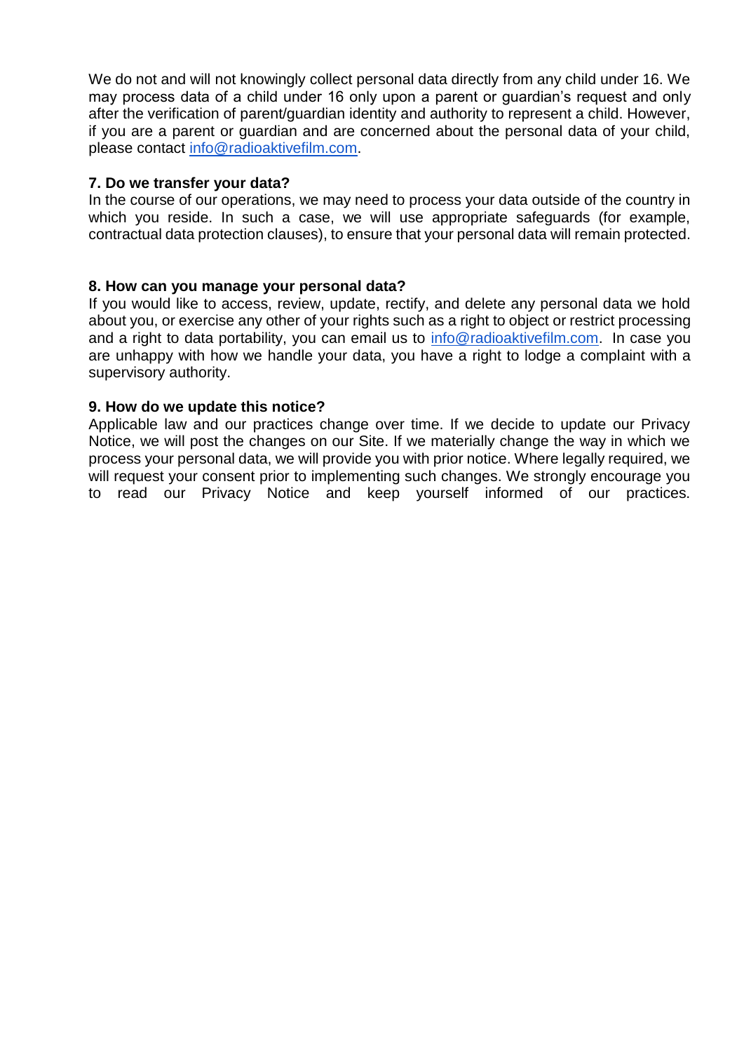We do not and will not knowingly collect personal data directly from any child under 16. We may process data of a child under 16 only upon a parent or guardian's request and only after the verification of parent/guardian identity and authority to represent a child. However, if you are a parent or guardian and are concerned about the personal data of your child, please contact info@radioaktivefilm.com.

**7. Do we transfer your data?**

In the course of our operations, we may need to process your data outside of the country in which you reside. In such a case, we will use appropriate safeguards (for example, contractual data protection clauses), to ensure that your personal data will remain protected.

**8. How can you manage your personal data?**

If you would like to access, review, update, rectify, and delete any personal data we hold about you, or exercise any other of your rights such as a right to object or restrict processing and a right to data portability, you can email us to info@radioaktivefilm.com. In case you are unhappy with how we handle your data, you have a right to lodge a complaint with a supervisory authority.

**9. How do we update this notice?**

Applicable law and our practices change over time. If we decide to update our Privacy Notice, we will post the changes on our Site. If we materially change the way in which we process your personal data, we will provide you with prior notice. Where legally required, we will request your consent prior to implementing such changes. We strongly encourage you to read our Privacy Notice and keep yourself informed of our practices.